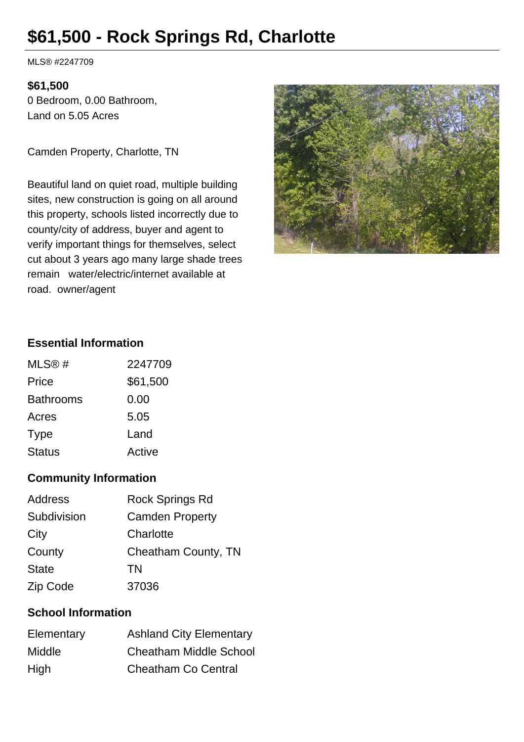# $61,500 - Rock Springs Rd, Charlotte

MLS® #2247709

**$61,500**
0 Bedroom, 0.00 Bathroom,
Land on 5.05 Acres

Camden Property, Charlotte, TN

Beautiful land on quiet road, multiple building sites, new construction is going on all around this property, schools listed incorrectly due to county/city of address, buyer and agent to verify important things for themselves, select cut about 3 years ago many large shade trees remain water/electric/internet available at road. owner/agent

### Essential Information

| | |
|---|---|
| MLS® # | 2247709 |
| Price | $61,500 |
| Bathrooms | 0.00 |
| Acres | 5.05 |
| Type | Land |
| Status | Active |

### Community Information

| | |
|---|---|
| Address | Rock Springs Rd |
| Subdivision | Camden Property |
| City | Charlotte |
| County | Cheatham County, TN |
| State | TN |
| Zip Code | 37036 |

### School Information

| | |
|---|---|
| Elementary | Ashland City Elementary |
| Middle | Cheatham Middle School |
| High | Cheatham Co Central |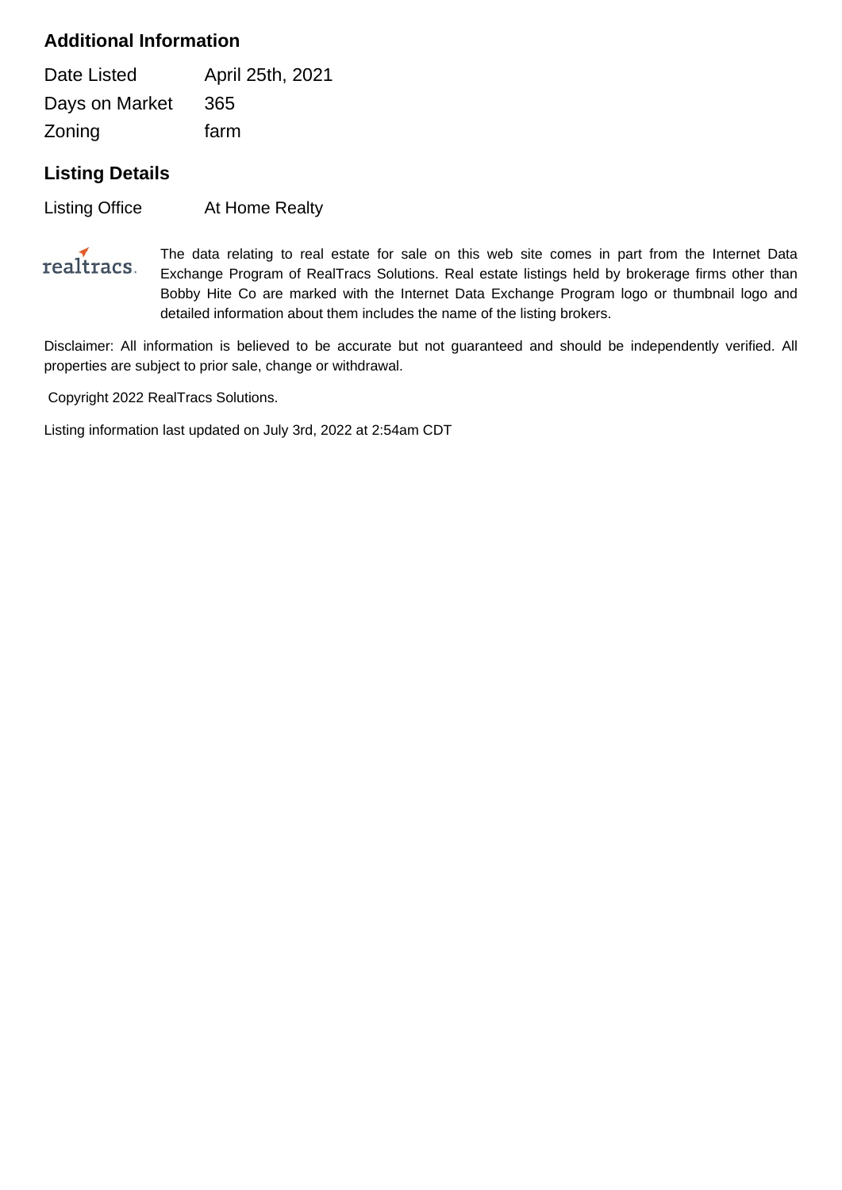## Additional Information

| | |
|---|---|
| Date Listed | April 25th, 2021 |
| Days on Market | 365 |
| Zoning | farm |

## Listing Details

| | |
|---|---|
| Listing Office | At Home Realty |

realtracs.

The data relating to real estate for sale on this web site comes in part from the Internet Data Exchange Program of RealTracs Solutions. Real estate listings held by brokerage firms other than Bobby Hite Co are marked with the Internet Data Exchange Program logo or thumbnail logo and detailed information about them includes the name of the listing brokers.

Disclaimer: All information is believed to be accurate but not guaranteed and should be independently verified. All properties are subject to prior sale, change or withdrawal.

Copyright 2022 RealTracs Solutions.

Listing information last updated on July 3rd, 2022 at 2:54am CDT